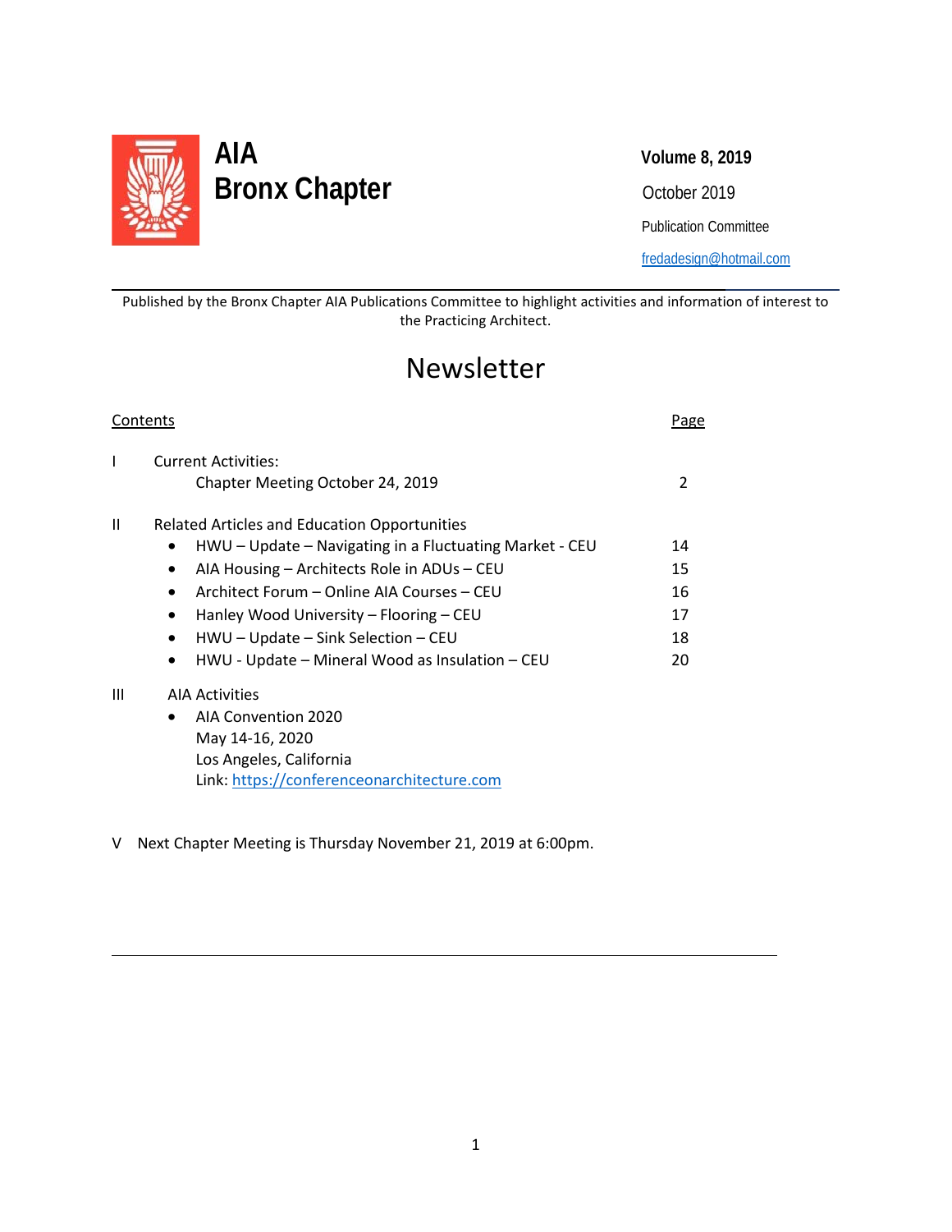# AIA
# Bronx Chapter

**Volume 8, 2019**

October 2019

Publication Committee

[fredadesign@hotmail.com](mailto:fredadesign@hotmail.com)

---

Published by the Bronx Chapter AIA Publications Committee to highlight activities and information of interest to the Practicing Architect.

## Newsletter

| Contents | Page |
|---|---|
| I Current Activities: | |
| Chapter Meeting October 24, 2019 | 2 |
| II Related Articles and Education Opportunities | |
| • HWU – Update – Navigating in a Fluctuating Market - CEU | 14 |
| • AIA Housing – Architects Role in ADUs – CEU | 15 |
| • Architect Forum – Online AIA Courses – CEU | 16 |
| • Hanley Wood University – Flooring – CEU | 17 |
| • HWU – Update – Sink Selection – CEU | 18 |
| • HWU - Update – Mineral Wood as Insulation – CEU | 20 |
| III AIA Activities | |
| • AIA Convention 2020<br>May 14-16, 2020<br>Los Angeles, California<br>Link: [https://conferenceonarchitecture.com](https://conferenceonarchitecture.com) | |

V Next Chapter Meeting is Thursday November 21, 2019 at 6:00pm.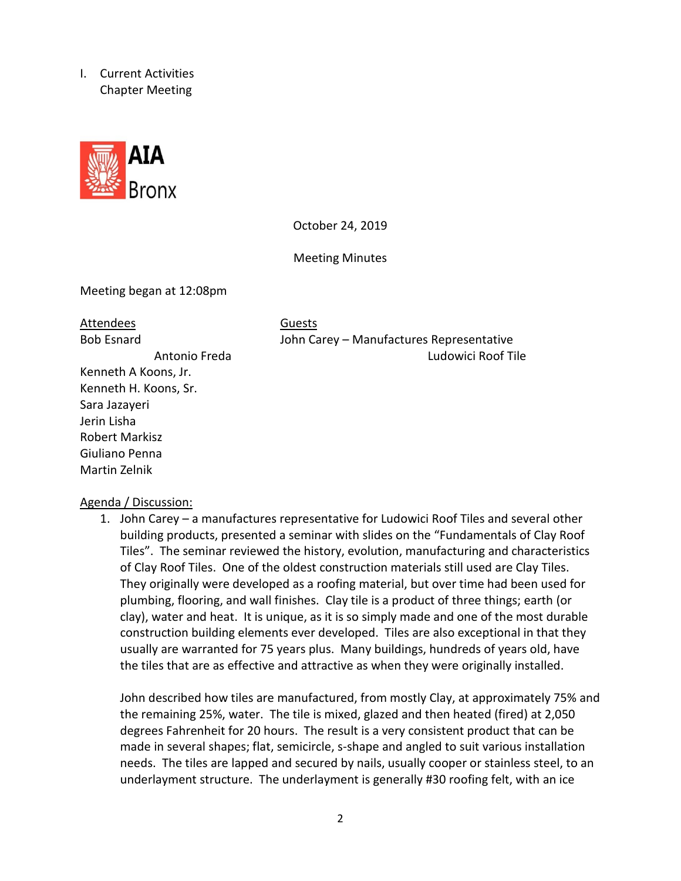I. Current Activities
   Chapter Meeting

October 24, 2019

Meeting Minutes

Meeting began at 12:08pm

| Attendees | Guests |
|---|---|
| Bob Esnard | John Carey – Manufactures Representative |
| Antonio Freda | Ludowici Roof Tile |
| Kenneth A Koons, Jr. | |
| Kenneth H. Koons, Sr. | |
| Sara Jazayeri | |
| Jerin Lisha | |
| Robert Markisz | |
| Giuliano Penna | |
| Martin Zelnik | |

Agenda / Discussion:

1. John Carey – a manufactures representative for Ludowici Roof Tiles and several other building products, presented a seminar with slides on the "Fundamentals of Clay Roof Tiles". The seminar reviewed the history, evolution, manufacturing and characteristics of Clay Roof Tiles. One of the oldest construction materials still used are Clay Tiles. They originally were developed as a roofing material, but over time had been used for plumbing, flooring, and wall finishes. Clay tile is a product of three things; earth (or clay), water and heat. It is unique, as it is so simply made and one of the most durable construction building elements ever developed. Tiles are also exceptional in that they usually are warranted for 75 years plus. Many buildings, hundreds of years old, have the tiles that are as effective and attractive as when they were originally installed.

   John described how tiles are manufactured, from mostly Clay, at approximately 75% and the remaining 25%, water. The tile is mixed, glazed and then heated (fired) at 2,050 degrees Fahrenheit for 20 hours. The result is a very consistent product that can be made in several shapes; flat, semicircle, s-shape and angled to suit various installation needs. The tiles are lapped and secured by nails, usually cooper or stainless steel, to an underlayment structure. The underlayment is generally #30 roofing felt, with an ice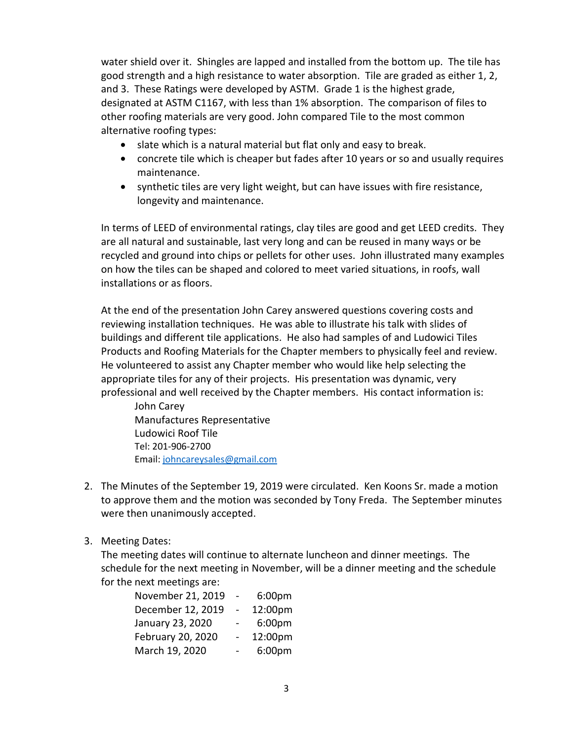water shield over it. Shingles are lapped and installed from the bottom up. The tile has good strength and a high resistance to water absorption. Tile are graded as either 1, 2, and 3. These Ratings were developed by ASTM. Grade 1 is the highest grade, designated at ASTM C1167, with less than 1% absorption. The comparison of files to other roofing materials are very good. John compared Tile to the most common alternative roofing types:

- slate which is a natural material but flat only and easy to break.
- concrete tile which is cheaper but fades after 10 years or so and usually requires maintenance.
- synthetic tiles are very light weight, but can have issues with fire resistance, longevity and maintenance.

In terms of LEED of environmental ratings, clay tiles are good and get LEED credits. They are all natural and sustainable, last very long and can be reused in many ways or be recycled and ground into chips or pellets for other uses. John illustrated many examples on how the tiles can be shaped and colored to meet varied situations, in roofs, wall installations or as floors.

At the end of the presentation John Carey answered questions covering costs and reviewing installation techniques. He was able to illustrate his talk with slides of buildings and different tile applications. He also had samples of and Ludowici Tiles Products and Roofing Materials for the Chapter members to physically feel and review. He volunteered to assist any Chapter member who would like help selecting the appropriate tiles for any of their projects. His presentation was dynamic, very professional and well received by the Chapter members. His contact information is:

John Carey
Manufactures Representative
Ludowici Roof Tile
Tel: 201-906-2700
Email: johncareysales@gmail.com

2. The Minutes of the September 19, 2019 were circulated. Ken Koons Sr. made a motion to approve them and the motion was seconded by Tony Freda. The September minutes were then unanimously accepted.

3. Meeting Dates:
   The meeting dates will continue to alternate luncheon and dinner meetings. The schedule for the next meeting in November, will be a dinner meeting and the schedule for the next meetings are:

| | | |
|---|---|---|
| November 21, 2019 | - | 6:00pm |
| December 12, 2019 | - | 12:00pm |
| January 23, 2020 | - | 6:00pm |
| February 20, 2020 | - | 12:00pm |
| March 19, 2020 | - | 6:00pm |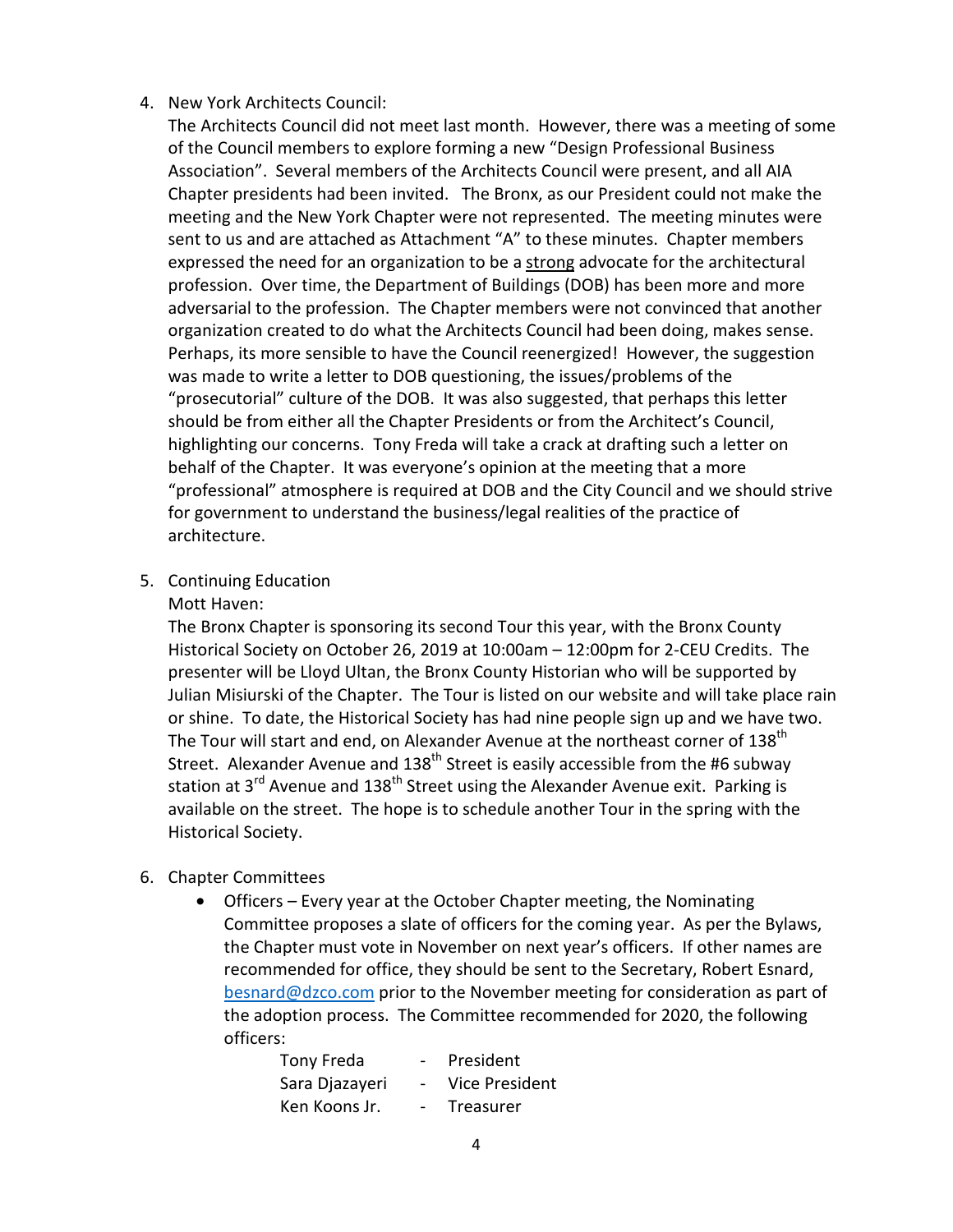4. New York Architects Council:

   The Architects Council did not meet last month. However, there was a meeting of some of the Council members to explore forming a new "Design Professional Business Association". Several members of the Architects Council were present, and all AIA Chapter presidents had been invited. The Bronx, as our President could not make the meeting and the New York Chapter were not represented. The meeting minutes were sent to us and are attached as Attachment "A" to these minutes. Chapter members expressed the need for an organization to be a <u>strong</u> advocate for the architectural profession. Over time, the Department of Buildings (DOB) has been more and more adversarial to the profession. The Chapter members were not convinced that another organization created to do what the Architects Council had been doing, makes sense. Perhaps, its more sensible to have the Council reenergized! However, the suggestion was made to write a letter to DOB questioning, the issues/problems of the "prosecutorial" culture of the DOB. It was also suggested, that perhaps this letter should be from either all the Chapter Presidents or from the Architect's Council, highlighting our concerns. Tony Freda will take a crack at drafting such a letter on behalf of the Chapter. It was everyone's opinion at the meeting that a more "professional" atmosphere is required at DOB and the City Council and we should strive for government to understand the business/legal realities of the practice of architecture.

5. Continuing Education

   Mott Haven:

   The Bronx Chapter is sponsoring its second Tour this year, with the Bronx County Historical Society on October 26, 2019 at 10:00am – 12:00pm for 2-CEU Credits. The presenter will be Lloyd Ultan, the Bronx County Historian who will be supported by Julian Misiurski of the Chapter. The Tour is listed on our website and will take place rain or shine. To date, the Historical Society has had nine people sign up and we have two. The Tour will start and end, on Alexander Avenue at the northeast corner of 138th Street. Alexander Avenue and 138th Street is easily accessible from the #6 subway station at 3rd Avenue and 138th Street using the Alexander Avenue exit. Parking is available on the street. The hope is to schedule another Tour in the spring with the Historical Society.

6. Chapter Committees

   - Officers – Every year at the October Chapter meeting, the Nominating Committee proposes a slate of officers for the coming year. As per the Bylaws, the Chapter must vote in November on next year's officers. If other names are recommended for office, they should be sent to the Secretary, Robert Esnard, besnard@dzco.com prior to the November meeting for consideration as part of the adoption process. The Committee recommended for 2020, the following officers:

     Tony Freda - President
     Sara Djazayeri - Vice President
     Ken Koons Jr. - Treasurer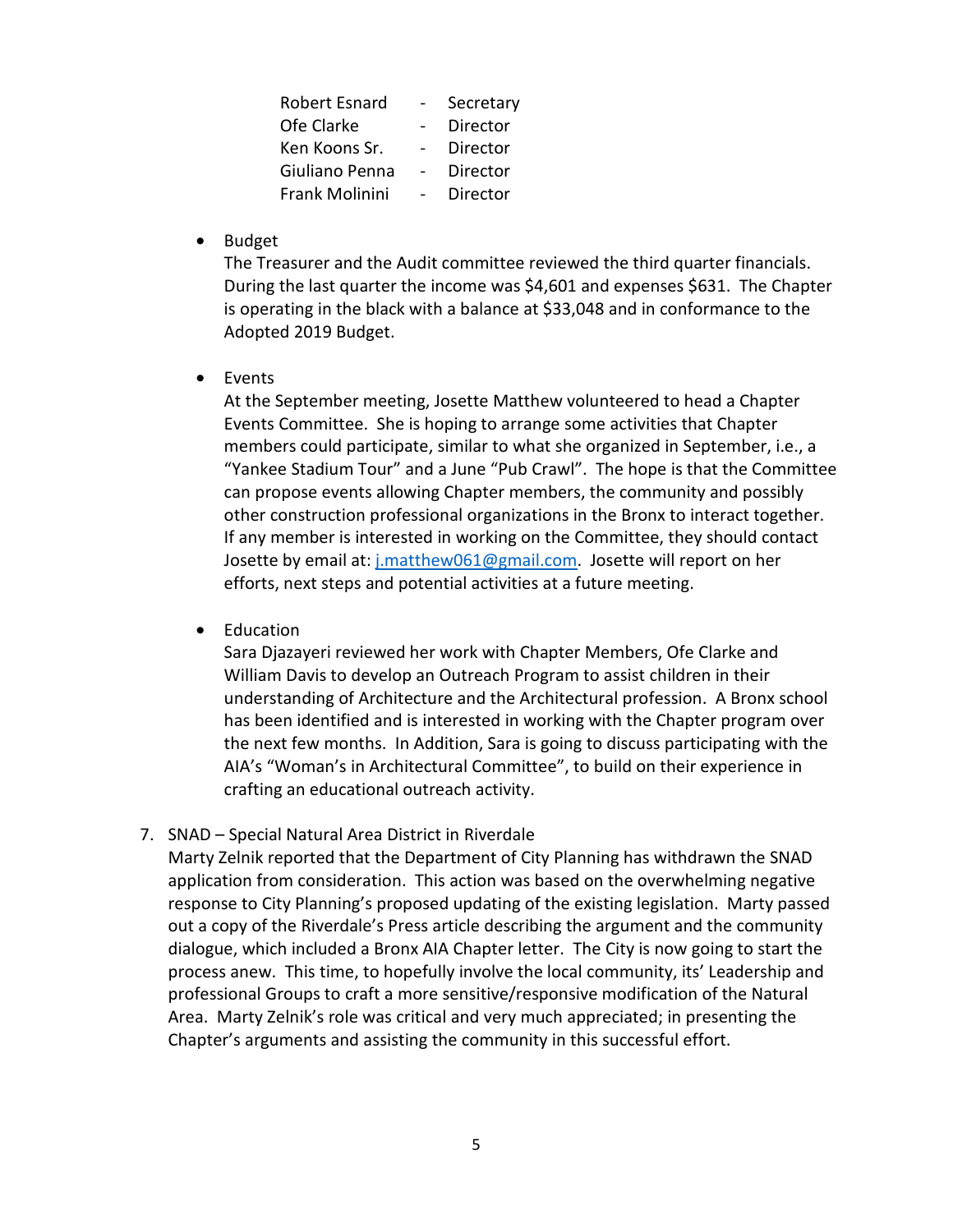| | | |
|---|---|---|
| Robert Esnard | - | Secretary |
| Ofe Clarke | - | Director |
| Ken Koons Sr. | - | Director |
| Giuliano Penna | - | Director |
| Frank Molinini | - | Director |

- Budget
  The Treasurer and the Audit committee reviewed the third quarter financials. During the last quarter the income was $4,601 and expenses $631. The Chapter is operating in the black with a balance at $33,048 and in conformance to the Adopted 2019 Budget.

- Events
  At the September meeting, Josette Matthew volunteered to head a Chapter Events Committee. She is hoping to arrange some activities that Chapter members could participate, similar to what she organized in September, i.e., a "Yankee Stadium Tour" and a June "Pub Crawl". The hope is that the Committee can propose events allowing Chapter members, the community and possibly other construction professional organizations in the Bronx to interact together. If any member is interested in working on the Committee, they should contact Josette by email at: [j.matthew061@gmail.com](mailto:j.matthew061@gmail.com). Josette will report on her efforts, next steps and potential activities at a future meeting.

- Education
  Sara Djazayeri reviewed her work with Chapter Members, Ofe Clarke and William Davis to develop an Outreach Program to assist children in their understanding of Architecture and the Architectural profession. A Bronx school has been identified and is interested in working with the Chapter program over the next few months. In Addition, Sara is going to discuss participating with the AIA's "Woman's in Architectural Committee", to build on their experience in crafting an educational outreach activity.

7. SNAD – Special Natural Area District in Riverdale
   Marty Zelnik reported that the Department of City Planning has withdrawn the SNAD application from consideration. This action was based on the overwhelming negative response to City Planning's proposed updating of the existing legislation. Marty passed out a copy of the Riverdale's Press article describing the argument and the community dialogue, which included a Bronx AIA Chapter letter. The City is now going to start the process anew. This time, to hopefully involve the local community, its' Leadership and professional Groups to craft a more sensitive/responsive modification of the Natural Area. Marty Zelnik's role was critical and very much appreciated; in presenting the Chapter's arguments and assisting the community in this successful effort.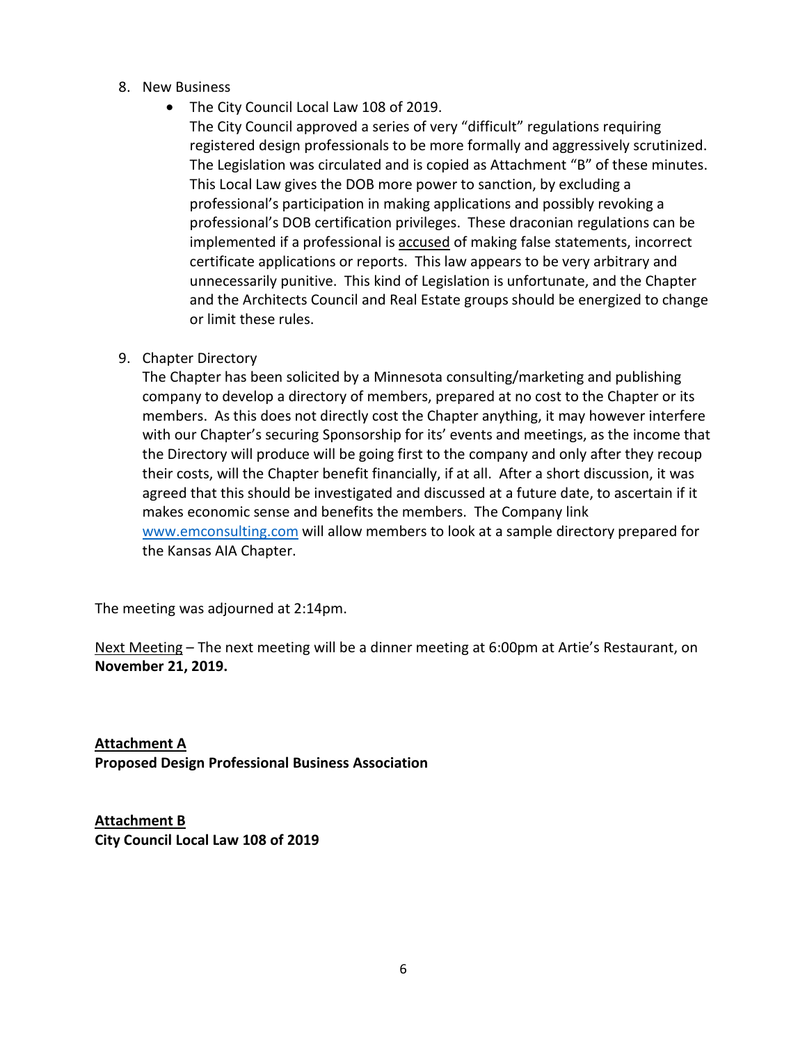8. New Business
   - The City Council Local Law 108 of 2019.
     The City Council approved a series of very "difficult" regulations requiring registered design professionals to be more formally and aggressively scrutinized. The Legislation was circulated and is copied as Attachment "B" of these minutes. This Local Law gives the DOB more power to sanction, by excluding a professional's participation in making applications and possibly revoking a professional's DOB certification privileges. These draconian regulations can be implemented if a professional is <u>accused</u> of making false statements, incorrect certificate applications or reports. This law appears to be very arbitrary and unnecessarily punitive. This kind of Legislation is unfortunate, and the Chapter and the Architects Council and Real Estate groups should be energized to change or limit these rules.

9. Chapter Directory
   The Chapter has been solicited by a Minnesota consulting/marketing and publishing company to develop a directory of members, prepared at no cost to the Chapter or its members. As this does not directly cost the Chapter anything, it may however interfere with our Chapter's securing Sponsorship for its' events and meetings, as the income that the Directory will produce will be going first to the company and only after they recoup their costs, will the Chapter benefit financially, if at all. After a short discussion, it was agreed that this should be investigated and discussed at a future date, to ascertain if it makes economic sense and benefits the members. The Company link [www.emconsulting.com](http://www.emconsulting.com) will allow members to look at a sample directory prepared for the Kansas AIA Chapter.

The meeting was adjourned at 2:14pm.

<u>Next Meeting</u> – The next meeting will be a dinner meeting at 6:00pm at Artie's Restaurant, on **November 21, 2019.**

**<u>Attachment A</u>**
**Proposed Design Professional Business Association**

**<u>Attachment B</u>**
**City Council Local Law 108 of 2019**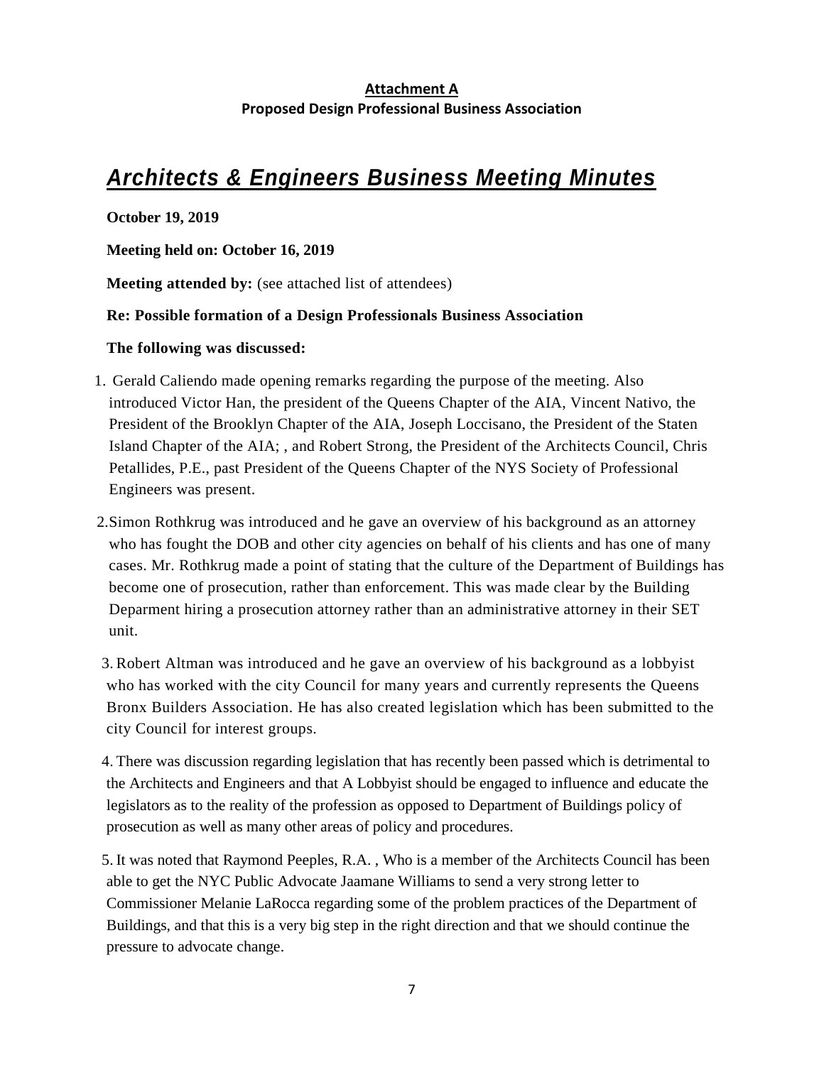**Attachment A**
**Proposed Design Professional Business Association**

# ***Architects & Engineers Business Meeting Minutes***

**October 19, 2019**

**Meeting held on: October 16, 2019**

**Meeting attended by:** (see attached list of attendees)

**Re: Possible formation of a Design Professionals Business Association**

**The following was discussed:**

1. Gerald Caliendo made opening remarks regarding the purpose of the meeting. Also introduced Victor Han, the president of the Queens Chapter of the AIA, Vincent Nativo, the President of the Brooklyn Chapter of the AIA, Joseph Loccisano, the President of the Staten Island Chapter of the AIA; , and Robert Strong, the President of the Architects Council, Chris Petallides, P.E., past President of the Queens Chapter of the NYS Society of Professional Engineers was present.

2. Simon Rothkrug was introduced and he gave an overview of his background as an attorney who has fought the DOB and other city agencies on behalf of his clients and has one of many cases. Mr. Rothkrug made a point of stating that the culture of the Department of Buildings has become one of prosecution, rather than enforcement. This was made clear by the Building Deparment hiring a prosecution attorney rather than an administrative attorney in their SET unit.

3. Robert Altman was introduced and he gave an overview of his background as a lobbyist who has worked with the city Council for many years and currently represents the Queens Bronx Builders Association. He has also created legislation which has been submitted to the city Council for interest groups.

4. There was discussion regarding legislation that has recently been passed which is detrimental to the Architects and Engineers and that A Lobbyist should be engaged to influence and educate the legislators as to the reality of the profession as opposed to Department of Buildings policy of prosecution as well as many other areas of policy and procedures.

5. It was noted that Raymond Peeples, R.A. , Who is a member of the Architects Council has been able to get the NYC Public Advocate Jaamane Williams to send a very strong letter to Commissioner Melanie LaRocca regarding some of the problem practices of the Department of Buildings, and that this is a very big step in the right direction and that we should continue the pressure to advocate change.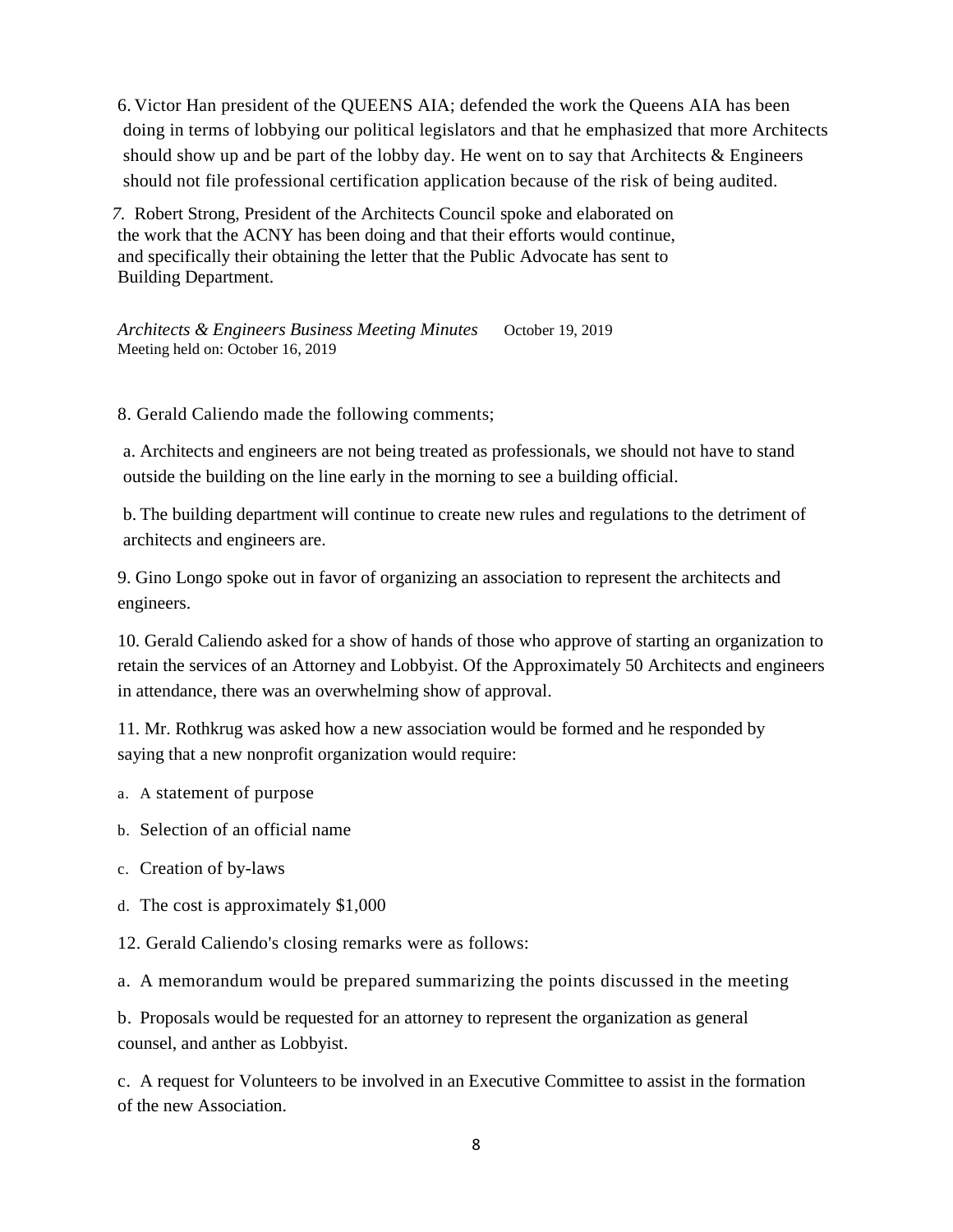6. Victor Han president of the QUEENS AIA; defended the work the Queens AIA has been doing in terms of lobbying our political legislators and that he emphasized that more Architects should show up and be part of the lobby day. He went on to say that Architects & Engineers should not file professional certification application because of the risk of being audited.

7. Robert Strong, President of the Architects Council spoke and elaborated on the work that the ACNY has been doing and that their efforts would continue, and specifically their obtaining the letter that the Public Advocate has sent to Building Department.

*Architects & Engineers Business Meeting Minutes* October 19, 2019
Meeting held on: October 16, 2019

8. Gerald Caliendo made the following comments;

a. Architects and engineers are not being treated as professionals, we should not have to stand outside the building on the line early in the morning to see a building official.

b. The building department will continue to create new rules and regulations to the detriment of architects and engineers are.

9. Gino Longo spoke out in favor of organizing an association to represent the architects and engineers.

10. Gerald Caliendo asked for a show of hands of those who approve of starting an organization to retain the services of an Attorney and Lobbyist. Of the Approximately 50 Architects and engineers in attendance, there was an overwhelming show of approval.

11. Mr. Rothkrug was asked how a new association would be formed and he responded by saying that a new nonprofit organization would require:

a. A statement of purpose

b. Selection of an official name

c. Creation of by-laws

d. The cost is approximately $1,000

12. Gerald Caliendo's closing remarks were as follows:

a. A memorandum would be prepared summarizing the points discussed in the meeting

b. Proposals would be requested for an attorney to represent the organization as general counsel, and anther as Lobbyist.

c. A request for Volunteers to be involved in an Executive Committee to assist in the formation of the new Association.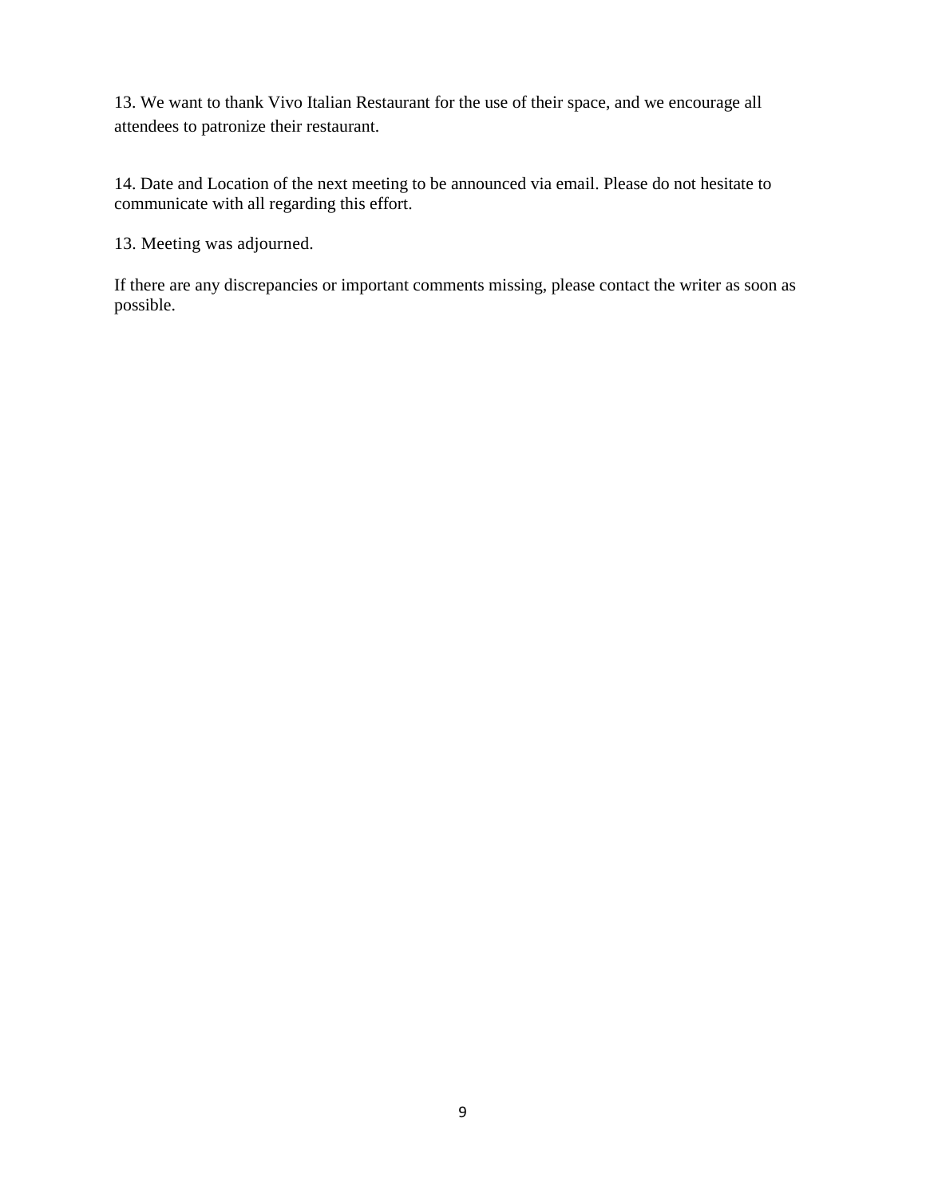13. We want to thank Vivo Italian Restaurant for the use of their space, and we encourage all attendees to patronize their restaurant.

14. Date and Location of the next meeting to be announced via email. Please do not hesitate to communicate with all regarding this effort.

13. Meeting was adjourned.

If there are any discrepancies or important comments missing, please contact the writer as soon as possible.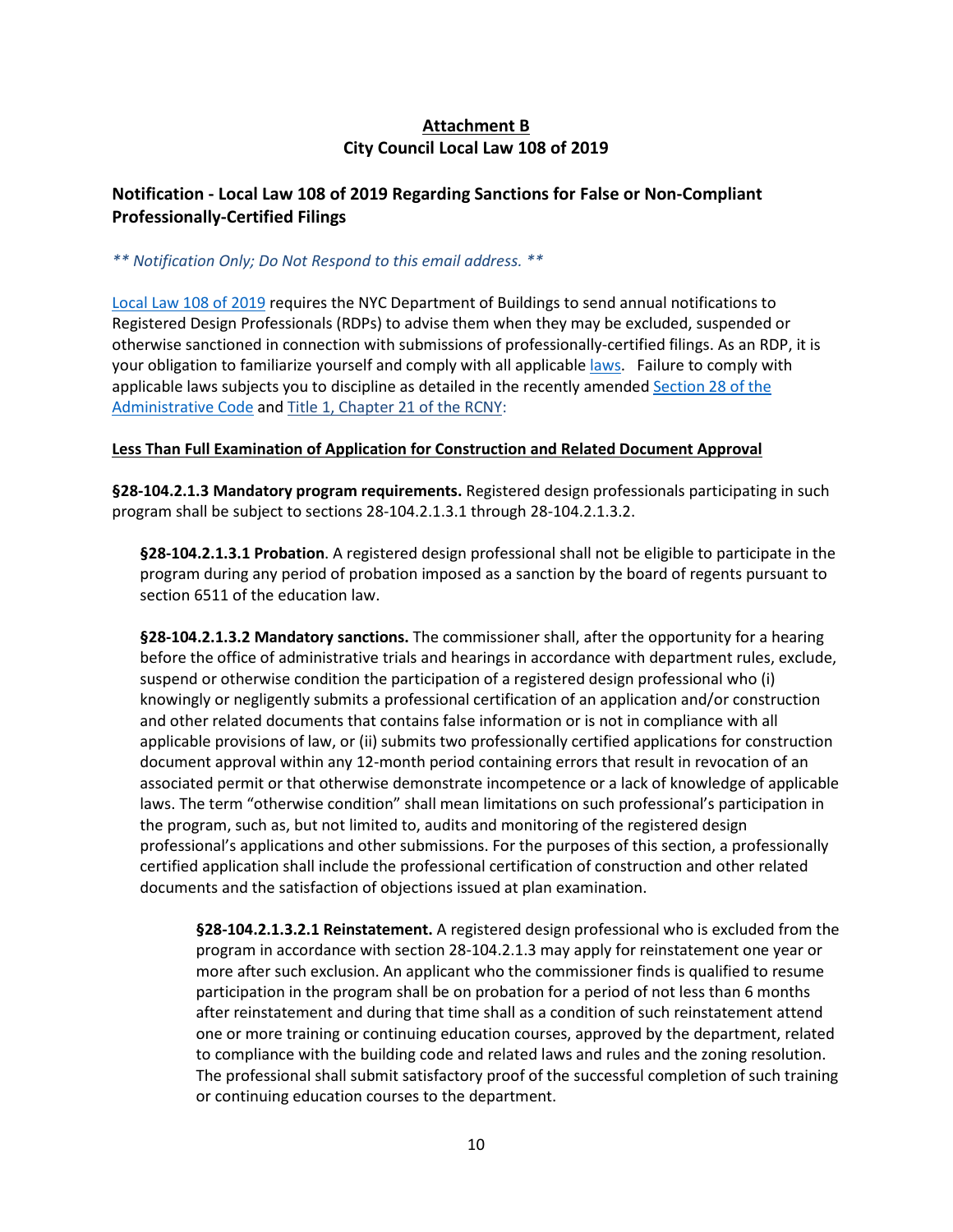# Attachment B
## City Council Local Law 108 of 2019

### Notification - Local Law 108 of 2019 Regarding Sanctions for False or Non-Compliant Professionally-Certified Filings

*** Notification Only; Do Not Respond to this email address. ***

Local Law 108 of 2019 requires the NYC Department of Buildings to send annual notifications to Registered Design Professionals (RDPs) to advise them when they may be excluded, suspended or otherwise sanctioned in connection with submissions of professionally-certified filings. As an RDP, it is your obligation to familiarize yourself and comply with all applicable laws. Failure to comply with applicable laws subjects you to discipline as detailed in the recently amended Section 28 of the Administrative Code and Title 1, Chapter 21 of the RCNY:

**Less Than Full Examination of Application for Construction and Related Document Approval**

**§28-104.2.1.3 Mandatory program requirements.** Registered design professionals participating in such program shall be subject to sections 28-104.2.1.3.1 through 28-104.2.1.3.2.

> **§28-104.2.1.3.1 Probation**. A registered design professional shall not be eligible to participate in the program during any period of probation imposed as a sanction by the board of regents pursuant to section 6511 of the education law.
>
> **§28-104.2.1.3.2 Mandatory sanctions.** The commissioner shall, after the opportunity for a hearing before the office of administrative trials and hearings in accordance with department rules, exclude, suspend or otherwise condition the participation of a registered design professional who (i) knowingly or negligently submits a professional certification of an application and/or construction and other related documents that contains false information or is not in compliance with all applicable provisions of law, or (ii) submits two professionally certified applications for construction document approval within any 12-month period containing errors that result in revocation of an associated permit or that otherwise demonstrate incompetence or a lack of knowledge of applicable laws. The term "otherwise condition" shall mean limitations on such professional's participation in the program, such as, but not limited to, audits and monitoring of the registered design professional's applications and other submissions. For the purposes of this section, a professionally certified application shall include the professional certification of construction and other related documents and the satisfaction of objections issued at plan examination.
>
> > **§28-104.2.1.3.2.1 Reinstatement.** A registered design professional who is excluded from the program in accordance with section 28-104.2.1.3 may apply for reinstatement one year or more after such exclusion. An applicant who the commissioner finds is qualified to resume participation in the program shall be on probation for a period of not less than 6 months after reinstatement and during that time shall as a condition of such reinstatement attend one or more training or continuing education courses, approved by the department, related to compliance with the building code and related laws and rules and the zoning resolution. The professional shall submit satisfactory proof of the successful completion of such training or continuing education courses to the department.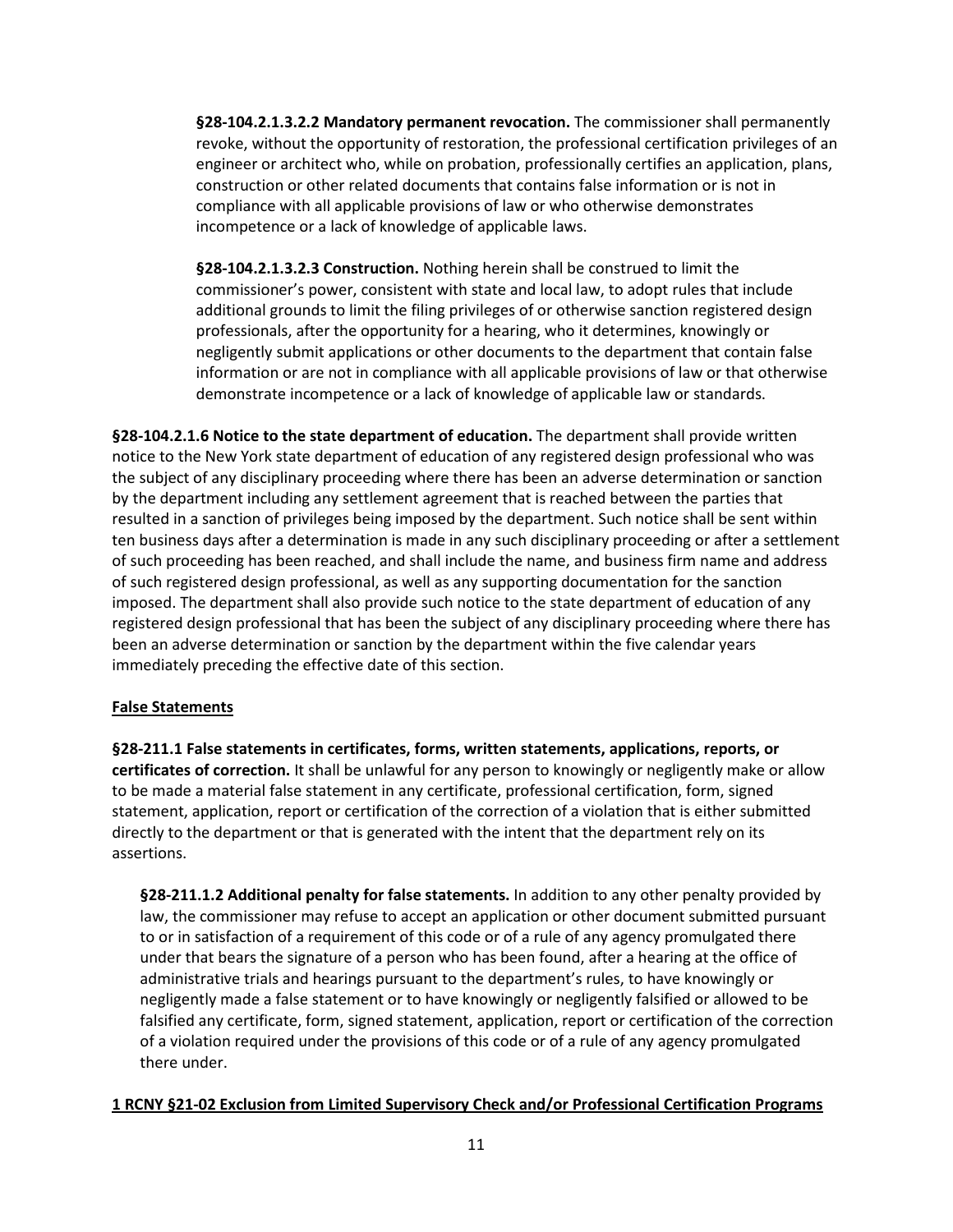**§28-104.2.1.3.2.2 Mandatory permanent revocation.** The commissioner shall permanently revoke, without the opportunity of restoration, the professional certification privileges of an engineer or architect who, while on probation, professionally certifies an application, plans, construction or other related documents that contains false information or is not in compliance with all applicable provisions of law or who otherwise demonstrates incompetence or a lack of knowledge of applicable laws.

**§28-104.2.1.3.2.3 Construction.** Nothing herein shall be construed to limit the commissioner's power, consistent with state and local law, to adopt rules that include additional grounds to limit the filing privileges of or otherwise sanction registered design professionals, after the opportunity for a hearing, who it determines, knowingly or negligently submit applications or other documents to the department that contain false information or are not in compliance with all applicable provisions of law or that otherwise demonstrate incompetence or a lack of knowledge of applicable law or standards.

**§28-104.2.1.6 Notice to the state department of education.** The department shall provide written notice to the New York state department of education of any registered design professional who was the subject of any disciplinary proceeding where there has been an adverse determination or sanction by the department including any settlement agreement that is reached between the parties that resulted in a sanction of privileges being imposed by the department. Such notice shall be sent within ten business days after a determination is made in any such disciplinary proceeding or after a settlement of such proceeding has been reached, and shall include the name, and business firm name and address of such registered design professional, as well as any supporting documentation for the sanction imposed. The department shall also provide such notice to the state department of education of any registered design professional that has been the subject of any disciplinary proceeding where there has been an adverse determination or sanction by the department within the five calendar years immediately preceding the effective date of this section.

**<u>False Statements</u>**

**§28-211.1 False statements in certificates, forms, written statements, applications, reports, or certificates of correction.** It shall be unlawful for any person to knowingly or negligently make or allow to be made a material false statement in any certificate, professional certification, form, signed statement, application, report or certification of the correction of a violation that is either submitted directly to the department or that is generated with the intent that the department rely on its assertions.

**§28-211.1.2 Additional penalty for false statements.** In addition to any other penalty provided by law, the commissioner may refuse to accept an application or other document submitted pursuant to or in satisfaction of a requirement of this code or of a rule of any agency promulgated there under that bears the signature of a person who has been found, after a hearing at the office of administrative trials and hearings pursuant to the department's rules, to have knowingly or negligently made a false statement or to have knowingly or negligently falsified or allowed to be falsified any certificate, form, signed statement, application, report or certification of the correction of a violation required under the provisions of this code or of a rule of any agency promulgated there under.

**<u>1 RCNY §21-02 Exclusion from Limited Supervisory Check and/or Professional Certification Programs</u>**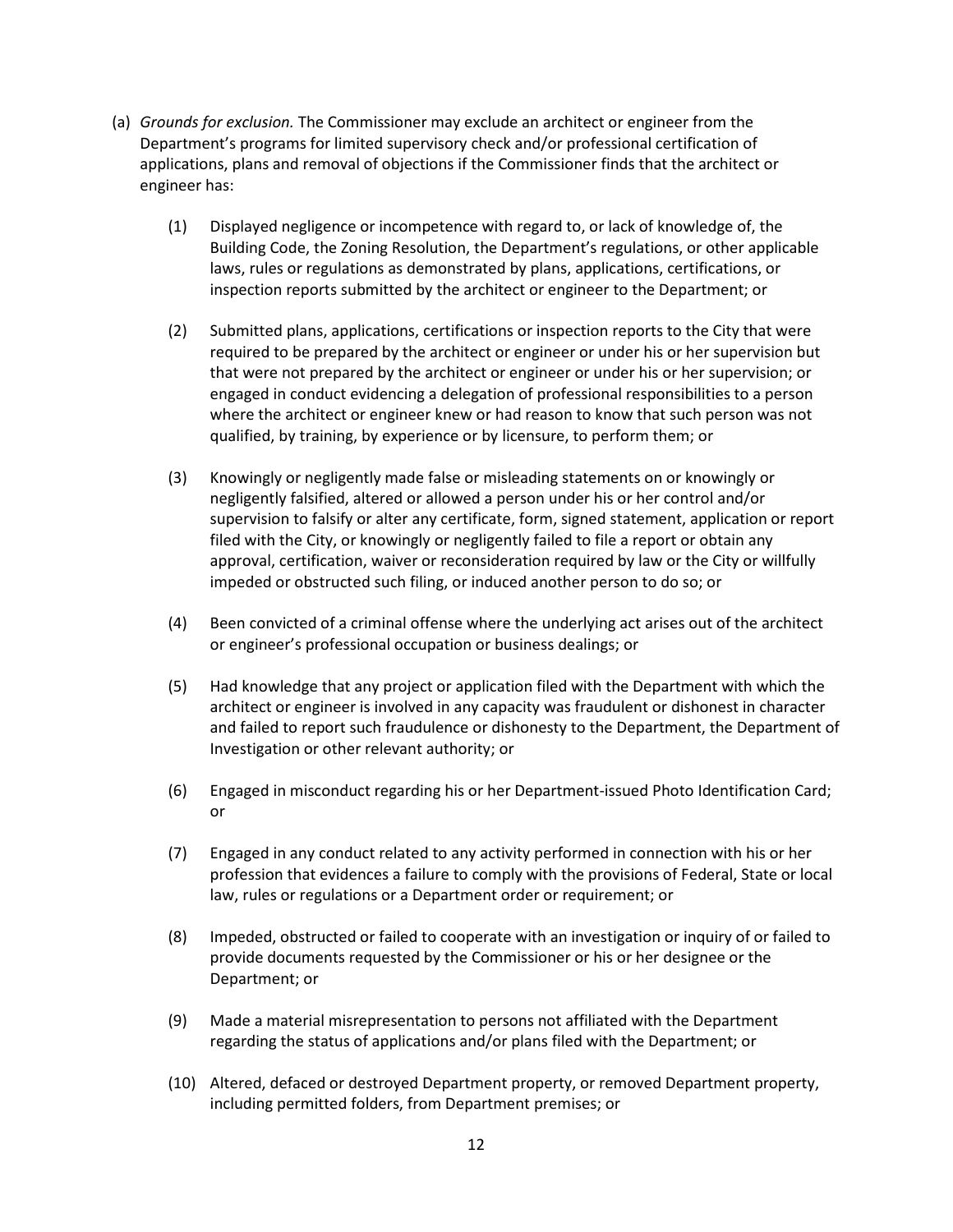(a) *Grounds for exclusion.* The Commissioner may exclude an architect or engineer from the Department's programs for limited supervisory check and/or professional certification of applications, plans and removal of objections if the Commissioner finds that the architect or engineer has:

(1) Displayed negligence or incompetence with regard to, or lack of knowledge of, the Building Code, the Zoning Resolution, the Department's regulations, or other applicable laws, rules or regulations as demonstrated by plans, applications, certifications, or inspection reports submitted by the architect or engineer to the Department; or

(2) Submitted plans, applications, certifications or inspection reports to the City that were required to be prepared by the architect or engineer or under his or her supervision but that were not prepared by the architect or engineer or under his or her supervision; or engaged in conduct evidencing a delegation of professional responsibilities to a person where the architect or engineer knew or had reason to know that such person was not qualified, by training, by experience or by licensure, to perform them; or

(3) Knowingly or negligently made false or misleading statements on or knowingly or negligently falsified, altered or allowed a person under his or her control and/or supervision to falsify or alter any certificate, form, signed statement, application or report filed with the City, or knowingly or negligently failed to file a report or obtain any approval, certification, waiver or reconsideration required by law or the City or willfully impeded or obstructed such filing, or induced another person to do so; or

(4) Been convicted of a criminal offense where the underlying act arises out of the architect or engineer's professional occupation or business dealings; or

(5) Had knowledge that any project or application filed with the Department with which the architect or engineer is involved in any capacity was fraudulent or dishonest in character and failed to report such fraudulence or dishonesty to the Department, the Department of Investigation or other relevant authority; or

(6) Engaged in misconduct regarding his or her Department-issued Photo Identification Card; or

(7) Engaged in any conduct related to any activity performed in connection with his or her profession that evidences a failure to comply with the provisions of Federal, State or local law, rules or regulations or a Department order or requirement; or

(8) Impeded, obstructed or failed to cooperate with an investigation or inquiry of or failed to provide documents requested by the Commissioner or his or her designee or the Department; or

(9) Made a material misrepresentation to persons not affiliated with the Department regarding the status of applications and/or plans filed with the Department; or

(10) Altered, defaced or destroyed Department property, or removed Department property, including permitted folders, from Department premises; or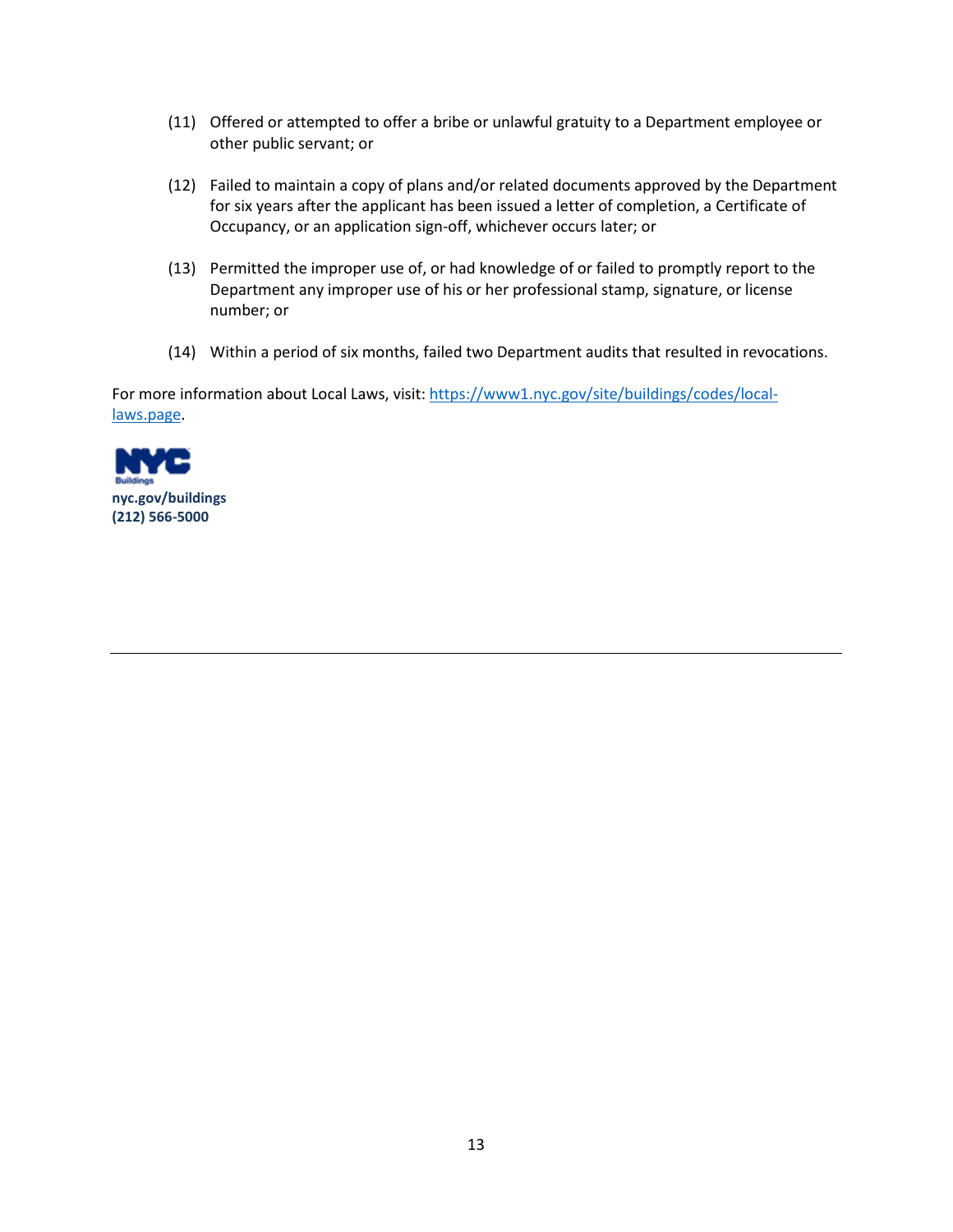(11) Offered or attempted to offer a bribe or unlawful gratuity to a Department employee or other public servant; or

(12) Failed to maintain a copy of plans and/or related documents approved by the Department for six years after the applicant has been issued a letter of completion, a Certificate of Occupancy, or an application sign-off, whichever occurs later; or

(13) Permitted the improper use of, or had knowledge of or failed to promptly report to the Department any improper use of his or her professional stamp, signature, or license number; or

(14) Within a period of six months, failed two Department audits that resulted in revocations.

For more information about Local Laws, visit: [https://www1.nyc.gov/site/buildings/codes/local-laws.page](https://www1.nyc.gov/site/buildings/codes/local-laws.page).

NYC Buildings

**nyc.gov/buildings**
**(212) 566-5000**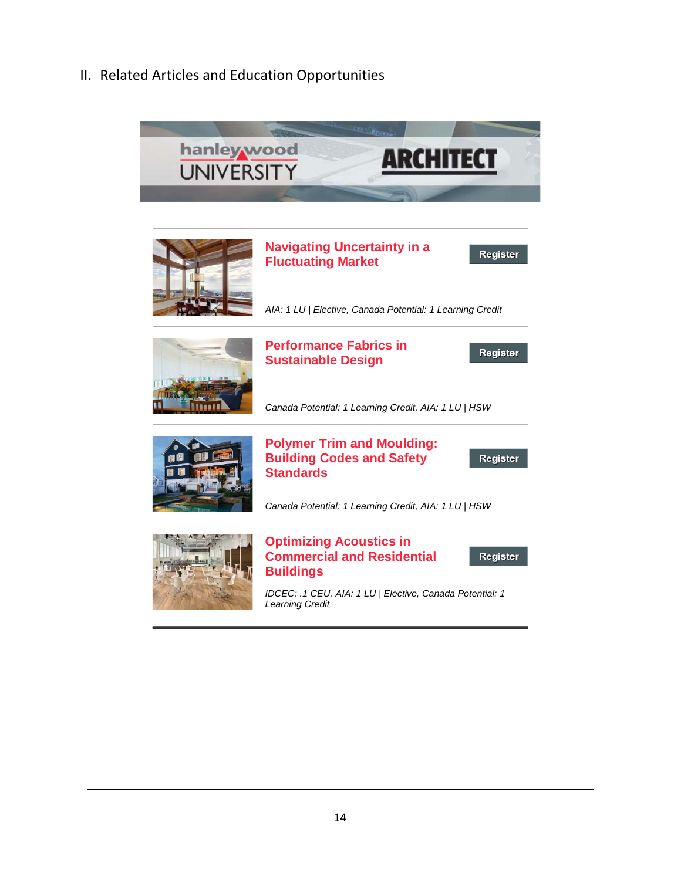## II. Related Articles and Education Opportunities

hanley wood UNIVERSITY | ARCHITECT

**Navigating Uncertainty in a Fluctuating Market**

Register

*AIA: 1 LU | Elective, Canada Potential: 1 Learning Credit*

**Performance Fabrics in Sustainable Design**

Register

*Canada Potential: 1 Learning Credit, AIA: 1 LU | HSW*

**Polymer Trim and Moulding: Building Codes and Safety Standards**

Register

*Canada Potential: 1 Learning Credit, AIA: 1 LU | HSW*

**Optimizing Acoustics in Commercial and Residential Buildings**

Register

*IDCEC: .1 CEU, AIA: 1 LU | Elective, Canada Potential: 1 Learning Credit*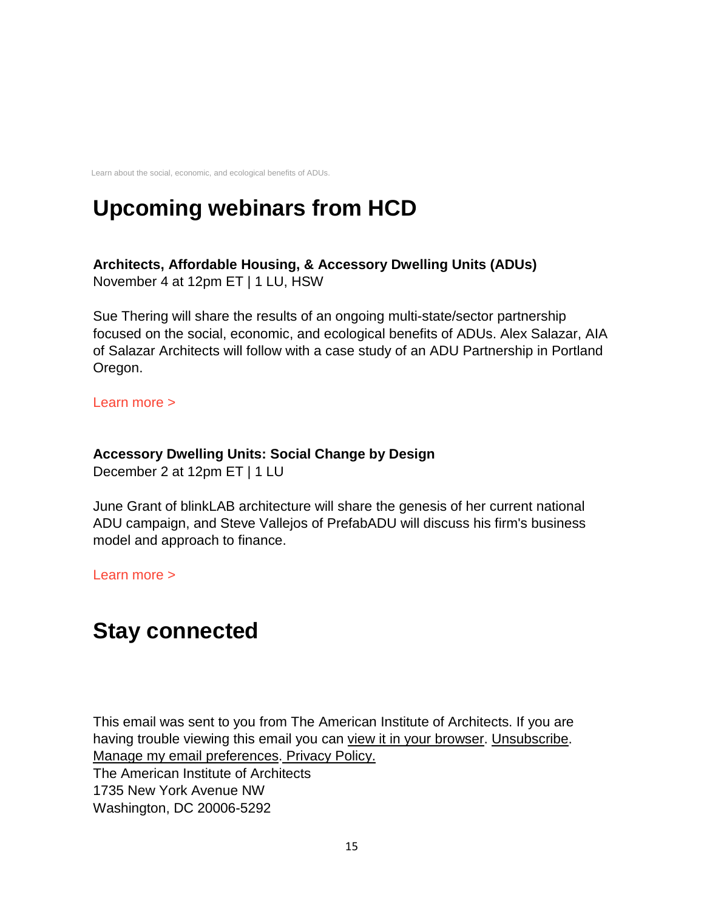Learn about the social, economic, and ecological benefits of ADUs.

# Upcoming webinars from HCD

**Architects, Affordable Housing, & Accessory Dwelling Units (ADUs)**
November 4 at 12pm ET | 1 LU, HSW

Sue Thering will share the results of an ongoing multi-state/sector partnership focused on the social, economic, and ecological benefits of ADUs. Alex Salazar, AIA of Salazar Architects will follow with a case study of an ADU Partnership in Portland Oregon.

Learn more >

**Accessory Dwelling Units: Social Change by Design**
December 2 at 12pm ET | 1 LU

June Grant of blinkLAB architecture will share the genesis of her current national ADU campaign, and Steve Vallejos of PrefabADU will discuss his firm's business model and approach to finance.

Learn more >

# Stay connected

This email was sent to you from The American Institute of Architects. If you are having trouble viewing this email you can view it in your browser. Unsubscribe. Manage my email preferences. Privacy Policy.
The American Institute of Architects
1735 New York Avenue NW
Washington, DC 20006-5292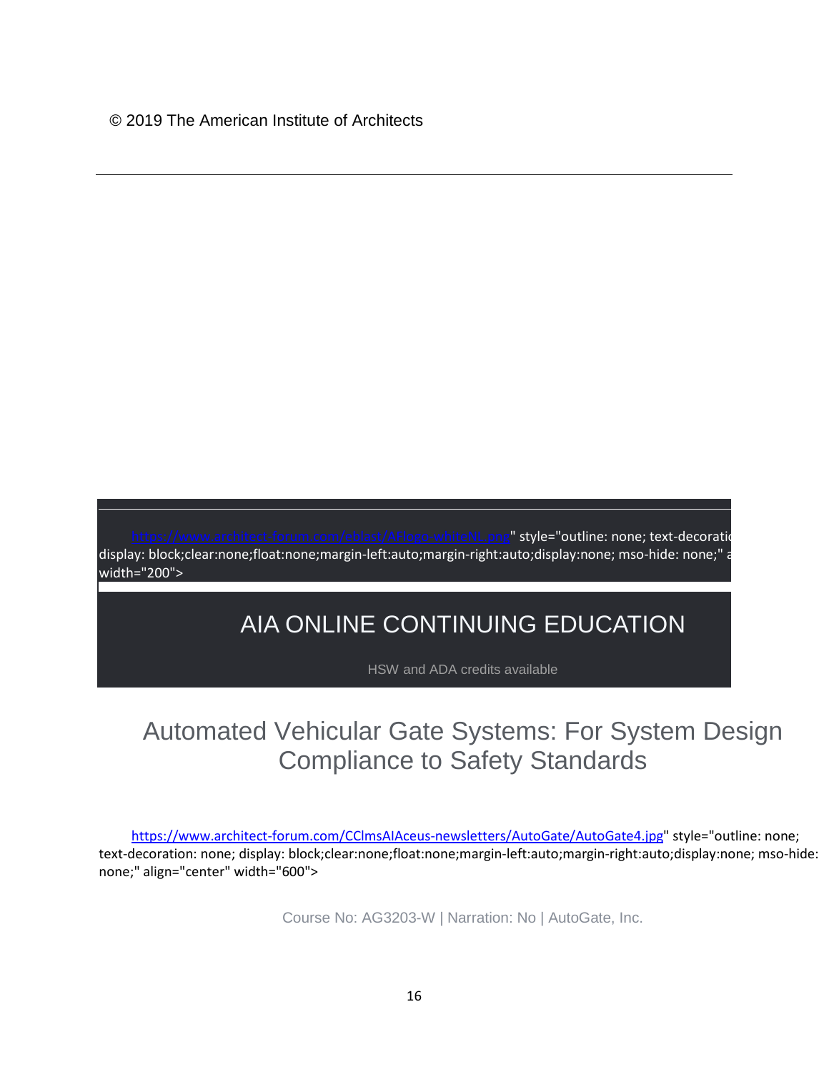© 2019 The American Institute of Architects

---

https://www.architect-forum.com/eblast/AFlogo-whiteNL.png" style="outline: none; text-decoratio display: block;clear:none;float:none;margin-left:auto;margin-right:auto;display:none; mso-hide: none;" a width="200">

## AIA ONLINE CONTINUING EDUCATION

HSW and ADA credits available

# Automated Vehicular Gate Systems: For System Design Compliance to Safety Standards

https://www.architect-forum.com/CClmsAIAceus-newsletters/AutoGate/AutoGate4.jpg" style="outline: none; text-decoration: none; display: block;clear:none;float:none;margin-left:auto;margin-right:auto;display:none; mso-hide: none;" align="center" width="600">

Course No: AG3203-W | Narration: No | AutoGate, Inc.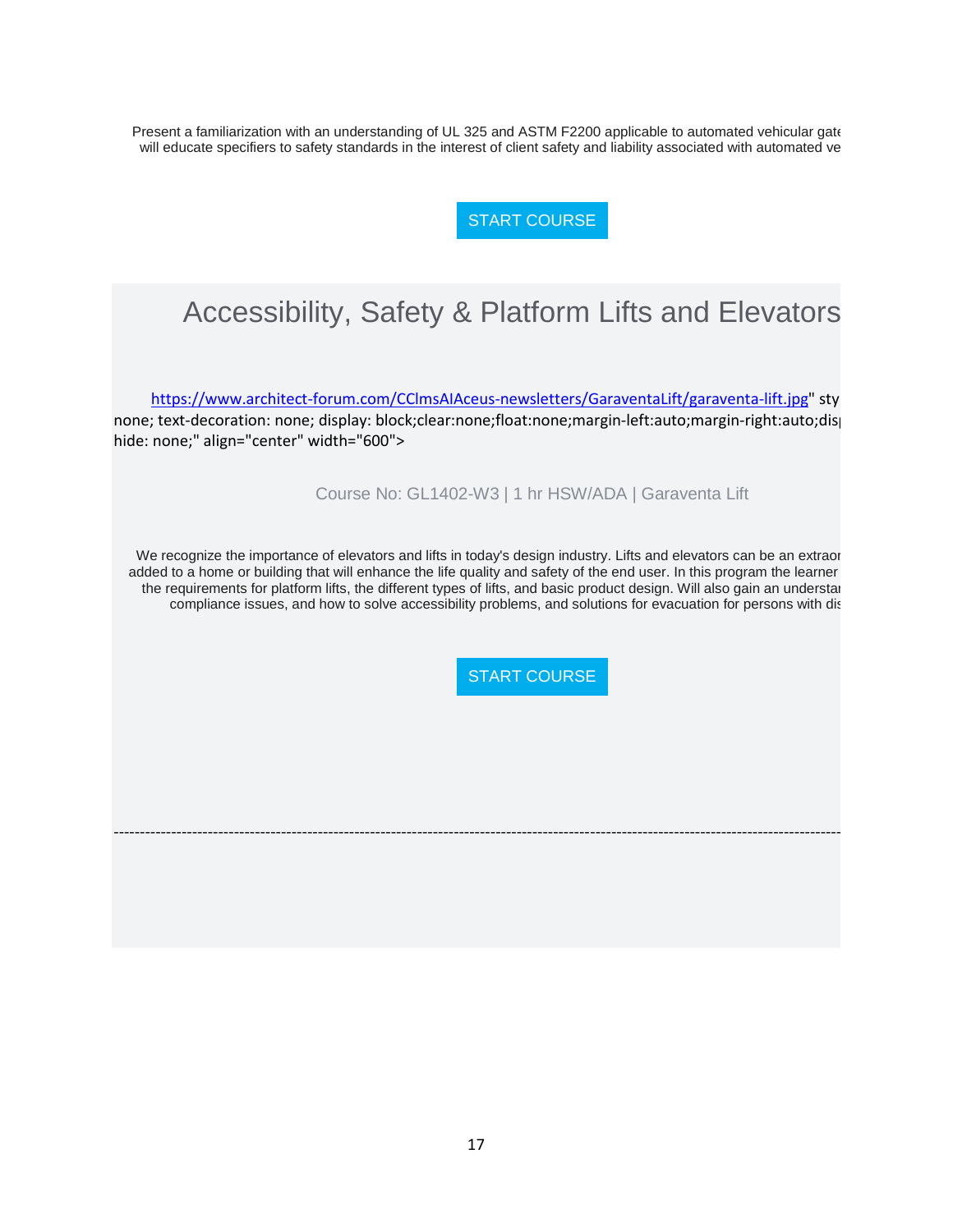Present a familiarization with an understanding of UL 325 and ASTM F2200 applicable to automated vehicular gate will educate specifiers to safety standards in the interest of client safety and liability associated with automated ve

START COURSE

## Accessibility, Safety & Platform Lifts and Elevators

https://www.architect-forum.com/CClmsAIAceus-newsletters/GaraventaLift/garaventa-lift.jpg" sty none; text-decoration: none; display: block;clear:none;float:none;margin-left:auto;margin-right:auto;dis hide: none;" align="center" width="600">

Course No: GL1402-W3 | 1 hr HSW/ADA | Garaventa Lift

We recognize the importance of elevators and lifts in today's design industry. Lifts and elevators can be an extraor added to a home or building that will enhance the life quality and safety of the end user. In this program the learner the requirements for platform lifts, the different types of lifts, and basic product design. Will also gain an understar compliance issues, and how to solve accessibility problems, and solutions for evacuation for persons with dis

START COURSE

---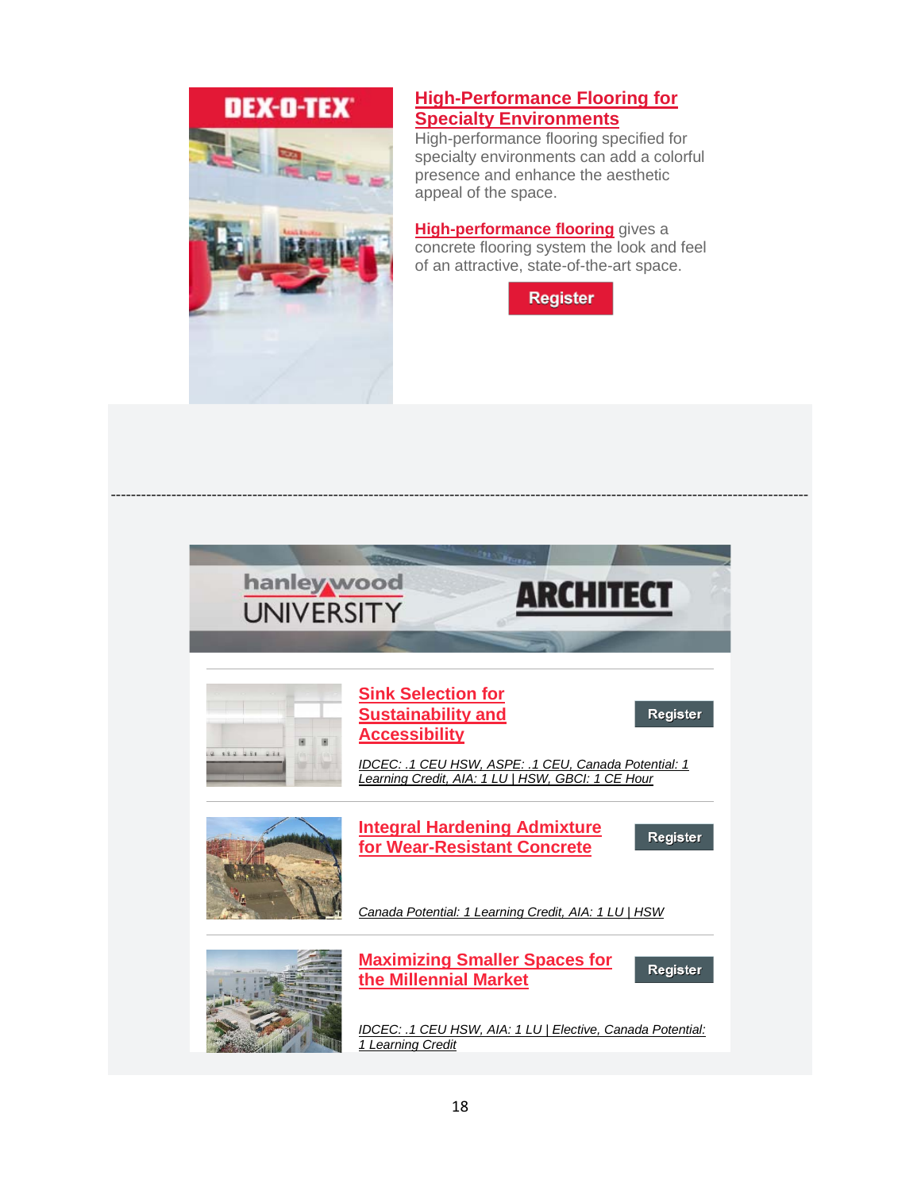DEX-O-TEX

## High-Performance Flooring for Specialty Environments

High-performance flooring specified for specialty environments can add a colorful presence and enhance the aesthetic appeal of the space.

**High-performance flooring** gives a concrete flooring system the look and feel of an attractive, state-of-the-art space.

**Register**

---

hanley wood UNIVERSITY | ARCHITECT

### Sink Selection for Sustainability and Accessibility

**Register**

*IDCEC: .1 CEU HSW, ASPE: .1 CEU, Canada Potential: 1 Learning Credit, AIA: 1 LU | HSW, GBCI: 1 CE Hour*

### Integral Hardening Admixture for Wear-Resistant Concrete

**Register**

*Canada Potential: 1 Learning Credit, AIA: 1 LU | HSW*

### Maximizing Smaller Spaces for the Millennial Market

**Register**

*IDCEC: .1 CEU HSW, AIA: 1 LU | Elective, Canada Potential: 1 Learning Credit*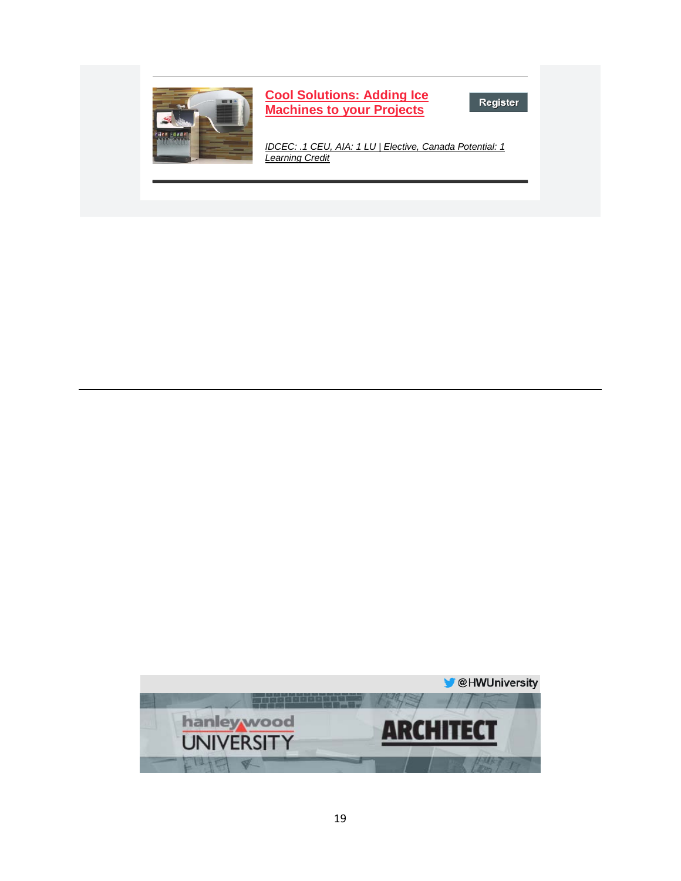**Cool Solutions: Adding Ice Machines to your Projects**

Register

*IDCEC: .1 CEU, AIA: 1 LU | Elective, Canada Potential: 1 Learning Credit*

---

@HWUniversity

hanley wood UNIVERSITY

ARCHITECT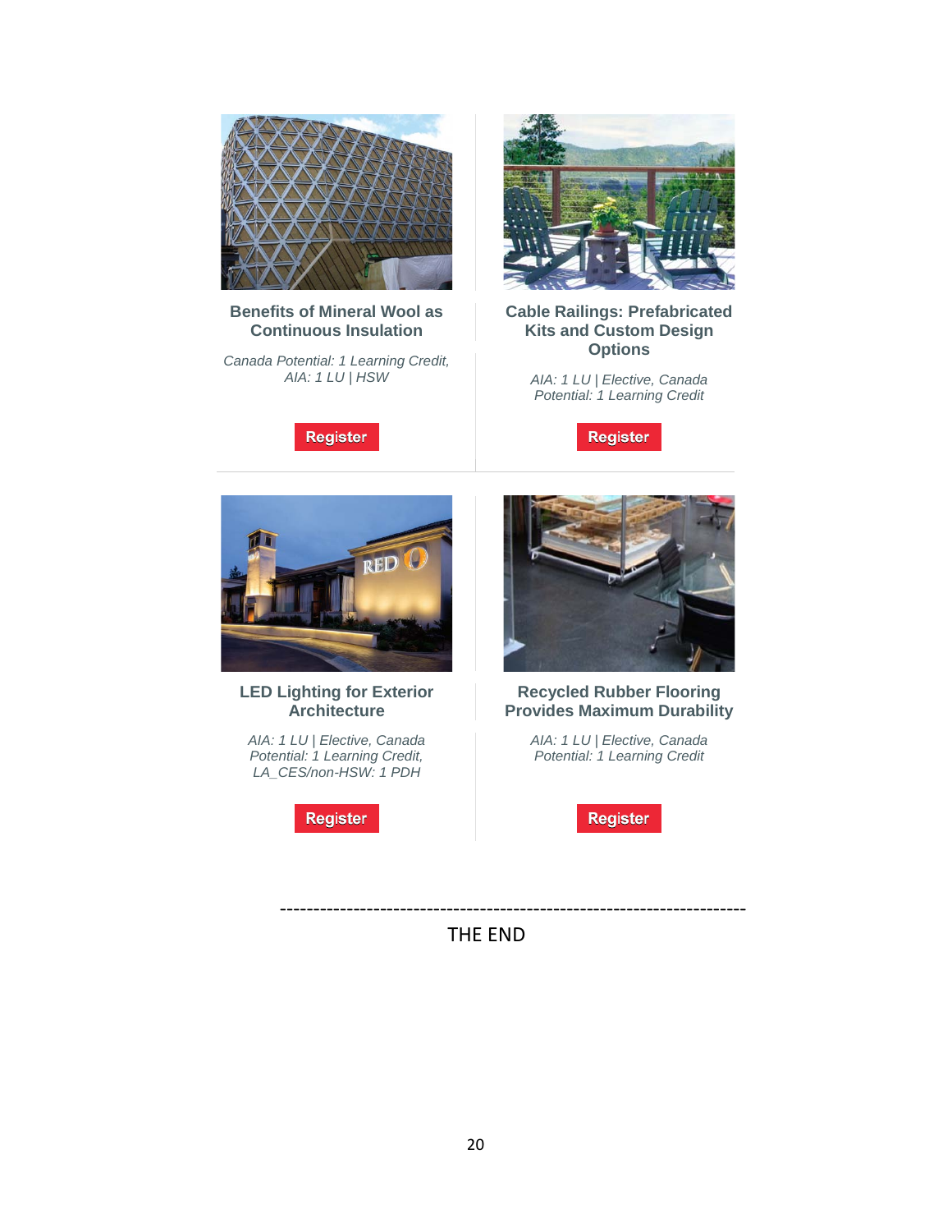**Benefits of Mineral Wool as Continuous Insulation**

*Canada Potential: 1 Learning Credit, AIA: 1 LU | HSW*

Register

**Cable Railings: Prefabricated Kits and Custom Design Options**

*AIA: 1 LU | Elective, Canada Potential: 1 Learning Credit*

Register

**LED Lighting for Exterior Architecture**

*AIA: 1 LU | Elective, Canada Potential: 1 Learning Credit, LA_CES/non-HSW: 1 PDH*

Register

**Recycled Rubber Flooring Provides Maximum Durability**

*AIA: 1 LU | Elective, Canada Potential: 1 Learning Credit*

Register

---

THE END